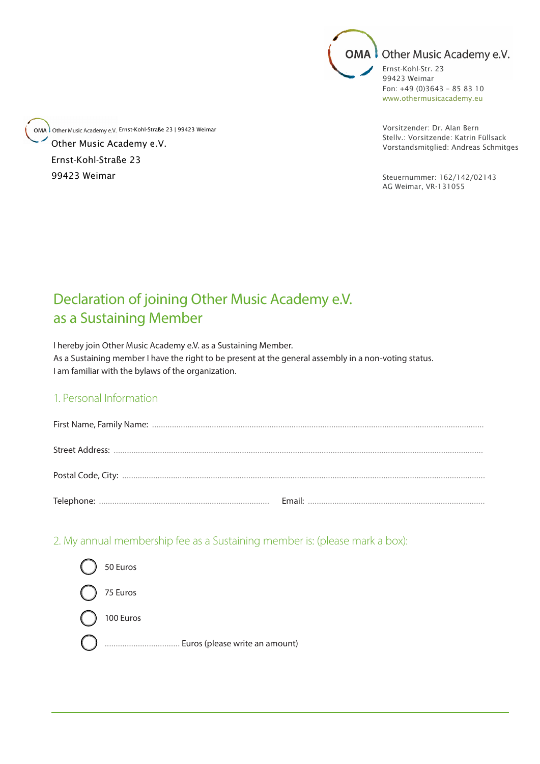OMA Other Music Academy e.V.
Ernst-Kohl-Str. 23
99423 Weimar
Fon: +49 (0)3643 – 85 83 10
www.othermusicacademy.eu

OMA Other Music Academy e.V. Ernst-Kohl-Straße 23 | 99423 Weimar

Other Music Academy e.V.
Ernst-Kohl-Straße 23
99423 Weimar

Vorsitzender: Dr. Alan Bern
Stellv.: Vorsitzende: Katrin Füllsack
Vorstandsmitglied: Andreas Schmitges

Steuernummer: 162/142/02143
AG Weimar, VR-131055

# Declaration of joining Other Music Academy e.V. as a Sustaining Member

I hereby join Other Music Academy e.V. as a Sustaining Member.
As a Sustaining member I have the right to be present at the general assembly in a non-voting status.
I am familiar with the bylaws of the organization.

## 1. Personal Information

First Name, Family Name: ..........................................................................................................

Street Address: ..........................................................................................................

Postal Code, City: ..........................................................................................................

Telephone: ........................................................................ Email: ........................................................................

## 2. My annual membership fee as a Sustaining member is: (please mark a box):

◯ 50 Euros

◯ 75 Euros

◯ 100 Euros

◯ .................................. Euros (please write an amount)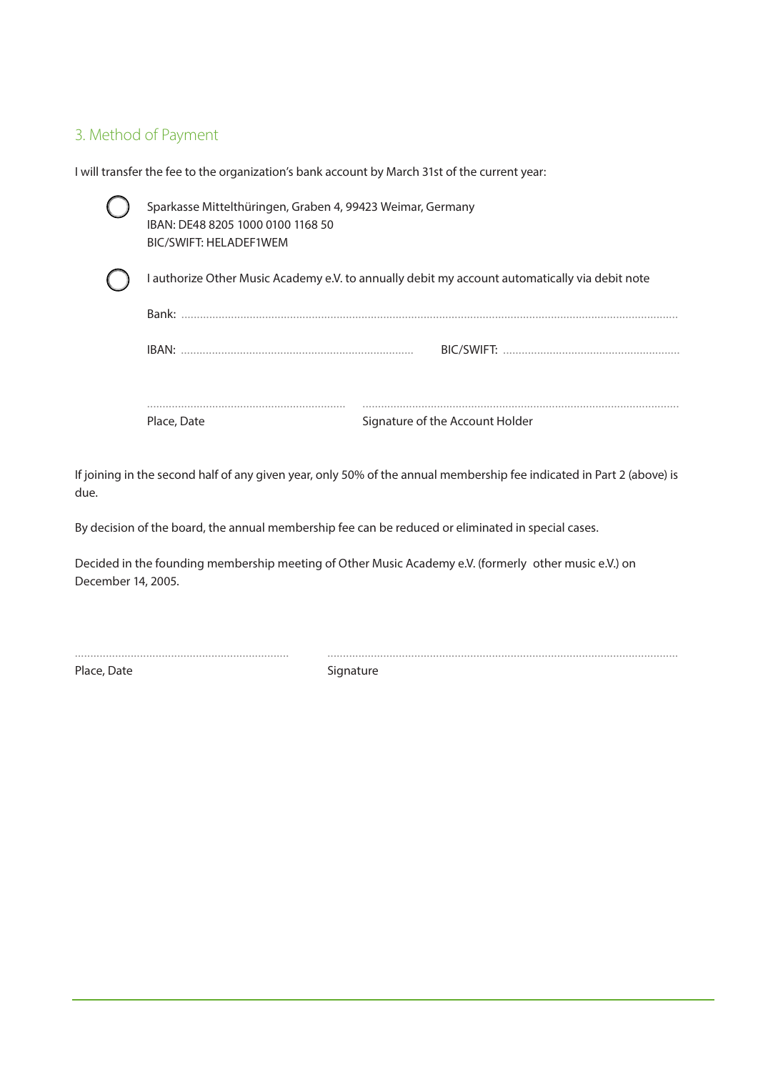## 3. Method of Payment

I will transfer the fee to the organization's bank account by March 31st of the current year:

◯ Sparkasse Mittelthüringen, Graben 4, 99423 Weimar, Germany
IBAN: DE48 8205 1000 0100 1168 50
BIC/SWIFT: HELADEF1WEM

◯ I authorize Other Music Academy e.V. to annually debit my account automatically via debit note

Bank: ..........................................................................................................................................

IBAN: ........................................................................ BIC/SWIFT: ........................................................

............................................................... .....................................................................................................
Place, Date Signature of the Account Holder

If joining in the second half of any given year, only 50% of the annual membership fee indicated in Part 2 (above) is due.

By decision of the board, the annual membership fee can be reduced or eliminated in special cases.

Decided in the founding membership meeting of Other Music Academy e.V. (formerly other music e.V.) on December 14, 2005.

.................................................................... ................................................................................................................
Place, Date Signature